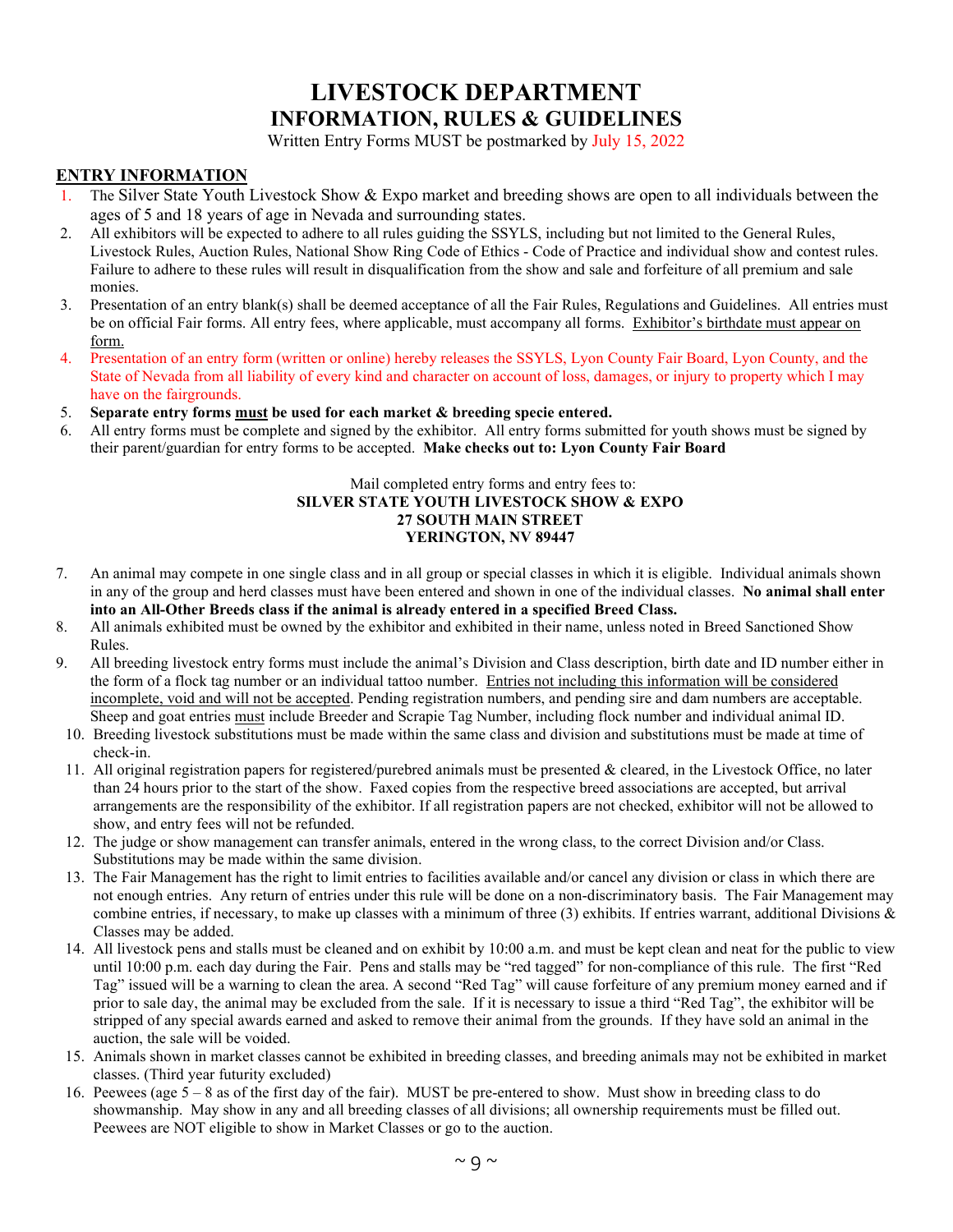# LIVESTOCK DEPARTMENT
# INFORMATION, RULES & GUIDELINES

Written Entry Forms MUST be postmarked by July 15, 2022

## ENTRY INFORMATION

1. The Silver State Youth Livestock Show & Expo market and breeding shows are open to all individuals between the ages of 5 and 18 years of age in Nevada and surrounding states.
2. All exhibitors will be expected to adhere to all rules guiding the SSYLS, including but not limited to the General Rules, Livestock Rules, Auction Rules, National Show Ring Code of Ethics - Code of Practice and individual show and contest rules. Failure to adhere to these rules will result in disqualification from the show and sale and forfeiture of all premium and sale monies.
3. Presentation of an entry blank(s) shall be deemed acceptance of all the Fair Rules, Regulations and Guidelines. All entries must be on official Fair forms. All entry fees, where applicable, must accompany all forms. Exhibitor's birthdate must appear on form.
4. Presentation of an entry form (written or online) hereby releases the SSYLS, Lyon County Fair Board, Lyon County, and the State of Nevada from all liability of every kind and character on account of loss, damages, or injury to property which I may have on the fairgrounds.
5. **Separate entry forms must be used for each market & breeding specie entered.**
6. All entry forms must be complete and signed by the exhibitor. All entry forms submitted for youth shows must be signed by their parent/guardian for entry forms to be accepted. **Make checks out to: Lyon County Fair Board**

Mail completed entry forms and entry fees to:
**SILVER STATE YOUTH LIVESTOCK SHOW & EXPO**
**27 SOUTH MAIN STREET**
**YERINGTON, NV 89447**

7. An animal may compete in one single class and in all group or special classes in which it is eligible. Individual animals shown in any of the group and herd classes must have been entered and shown in one of the individual classes. **No animal shall enter into an All-Other Breeds class if the animal is already entered in a specified Breed Class.**
8. All animals exhibited must be owned by the exhibitor and exhibited in their name, unless noted in Breed Sanctioned Show Rules.
9. All breeding livestock entry forms must include the animal's Division and Class description, birth date and ID number either in the form of a flock tag number or an individual tattoo number. Entries not including this information will be considered incomplete, void and will not be accepted. Pending registration numbers, and pending sire and dam numbers are acceptable. Sheep and goat entries must include Breeder and Scrapie Tag Number, including flock number and individual animal ID.
10. Breeding livestock substitutions must be made within the same class and division and substitutions must be made at time of check-in.
11. All original registration papers for registered/purebred animals must be presented & cleared, in the Livestock Office, no later than 24 hours prior to the start of the show. Faxed copies from the respective breed associations are accepted, but arrival arrangements are the responsibility of the exhibitor. If all registration papers are not checked, exhibitor will not be allowed to show, and entry fees will not be refunded.
12. The judge or show management can transfer animals, entered in the wrong class, to the correct Division and/or Class. Substitutions may be made within the same division.
13. The Fair Management has the right to limit entries to facilities available and/or cancel any division or class in which there are not enough entries. Any return of entries under this rule will be done on a non-discriminatory basis. The Fair Management may combine entries, if necessary, to make up classes with a minimum of three (3) exhibits. If entries warrant, additional Divisions & Classes may be added.
14. All livestock pens and stalls must be cleaned and on exhibit by 10:00 a.m. and must be kept clean and neat for the public to view until 10:00 p.m. each day during the Fair. Pens and stalls may be "red tagged" for non-compliance of this rule. The first "Red Tag" issued will be a warning to clean the area. A second "Red Tag" will cause forfeiture of any premium money earned and if prior to sale day, the animal may be excluded from the sale. If it is necessary to issue a third "Red Tag", the exhibitor will be stripped of any special awards earned and asked to remove their animal from the grounds. If they have sold an animal in the auction, the sale will be voided.
15. Animals shown in market classes cannot be exhibited in breeding classes, and breeding animals may not be exhibited in market classes. (Third year futurity excluded)
16. Peewees (age 5 – 8 as of the first day of the fair). MUST be pre-entered to show. Must show in breeding class to do showmanship. May show in any and all breeding classes of all divisions; all ownership requirements must be filled out. Peewees are NOT eligible to show in Market Classes or go to the auction.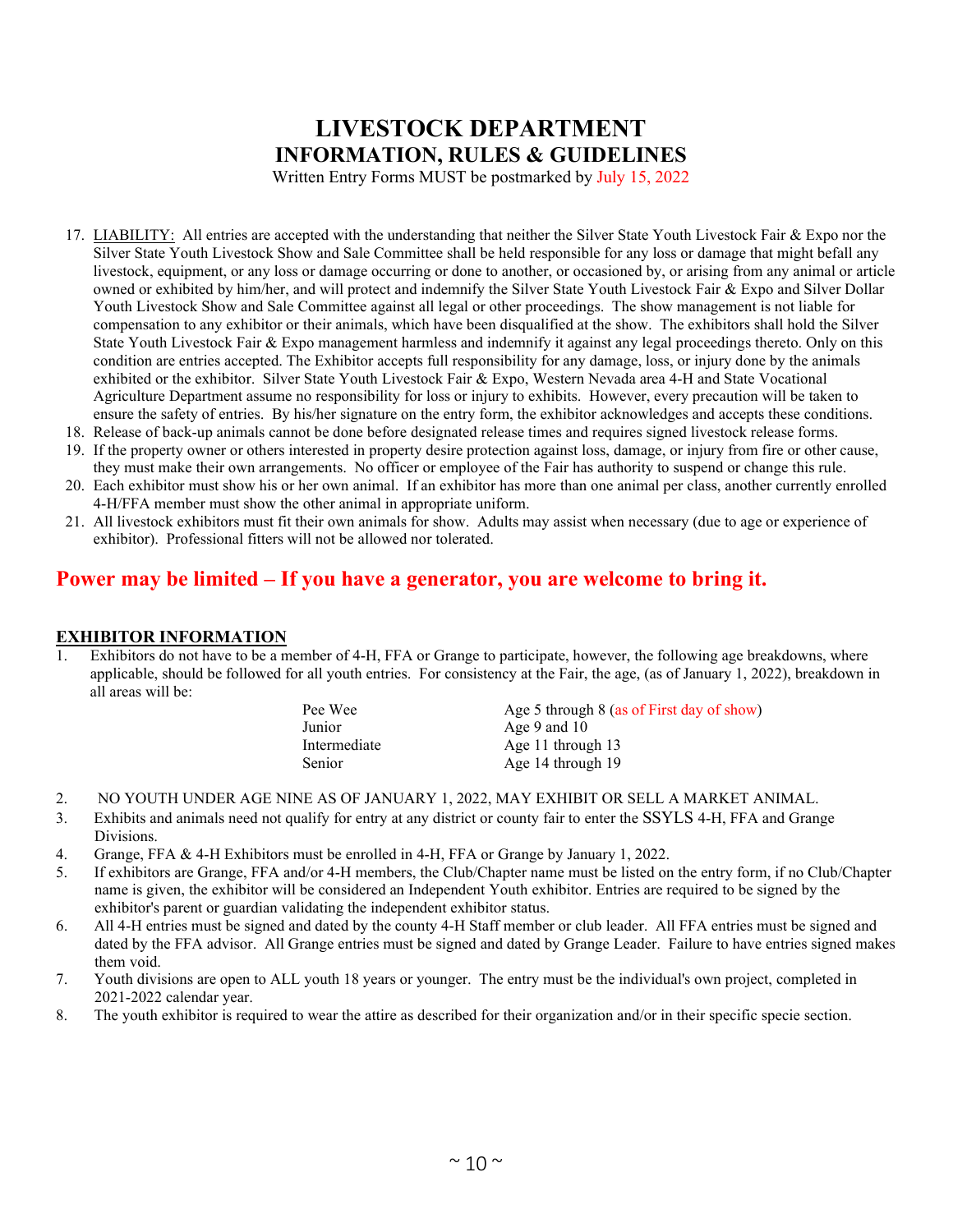# LIVESTOCK DEPARTMENT
## INFORMATION, RULES & GUIDELINES

Written Entry Forms MUST be postmarked by July 15, 2022

17. LIABILITY: All entries are accepted with the understanding that neither the Silver State Youth Livestock Fair & Expo nor the Silver State Youth Livestock Show and Sale Committee shall be held responsible for any loss or damage that might befall any livestock, equipment, or any loss or damage occurring or done to another, or occasioned by, or arising from any animal or article owned or exhibited by him/her, and will protect and indemnify the Silver State Youth Livestock Fair & Expo and Silver Dollar Youth Livestock Show and Sale Committee against all legal or other proceedings. The show management is not liable for compensation to any exhibitor or their animals, which have been disqualified at the show. The exhibitors shall hold the Silver State Youth Livestock Fair & Expo management harmless and indemnify it against any legal proceedings thereto. Only on this condition are entries accepted. The Exhibitor accepts full responsibility for any damage, loss, or injury done by the animals exhibited or the exhibitor. Silver State Youth Livestock Fair & Expo, Western Nevada area 4-H and State Vocational Agriculture Department assume no responsibility for loss or injury to exhibits. However, every precaution will be taken to ensure the safety of entries. By his/her signature on the entry form, the exhibitor acknowledges and accepts these conditions.
18. Release of back-up animals cannot be done before designated release times and requires signed livestock release forms.
19. If the property owner or others interested in property desire protection against loss, damage, or injury from fire or other cause, they must make their own arrangements. No officer or employee of the Fair has authority to suspend or change this rule.
20. Each exhibitor must show his or her own animal. If an exhibitor has more than one animal per class, another currently enrolled 4-H/FFA member must show the other animal in appropriate uniform.
21. All livestock exhibitors must fit their own animals for show. Adults may assist when necessary (due to age or experience of exhibitor). Professional fitters will not be allowed nor tolerated.

## Power may be limited – If you have a generator, you are welcome to bring it.

### EXHIBITOR INFORMATION

1. Exhibitors do not have to be a member of 4-H, FFA or Grange to participate, however, the following age breakdowns, where applicable, should be followed for all youth entries. For consistency at the Fair, the age, (as of January 1, 2022), breakdown in all areas will be:

| | |
|---|---|
| Pee Wee | Age 5 through 8 (as of First day of show) |
| Junior | Age 9 and 10 |
| Intermediate | Age 11 through 13 |
| Senior | Age 14 through 19 |

2. NO YOUTH UNDER AGE NINE AS OF JANUARY 1, 2022, MAY EXHIBIT OR SELL A MARKET ANIMAL.
3. Exhibits and animals need not qualify for entry at any district or county fair to enter the SSYLS 4-H, FFA and Grange Divisions.
4. Grange, FFA & 4-H Exhibitors must be enrolled in 4-H, FFA or Grange by January 1, 2022.
5. If exhibitors are Grange, FFA and/or 4-H members, the Club/Chapter name must be listed on the entry form, if no Club/Chapter name is given, the exhibitor will be considered an Independent Youth exhibitor. Entries are required to be signed by the exhibitor's parent or guardian validating the independent exhibitor status.
6. All 4-H entries must be signed and dated by the county 4-H Staff member or club leader. All FFA entries must be signed and dated by the FFA advisor. All Grange entries must be signed and dated by Grange Leader. Failure to have entries signed makes them void.
7. Youth divisions are open to ALL youth 18 years or younger. The entry must be the individual's own project, completed in 2021-2022 calendar year.
8. The youth exhibitor is required to wear the attire as described for their organization and/or in their specific specie section.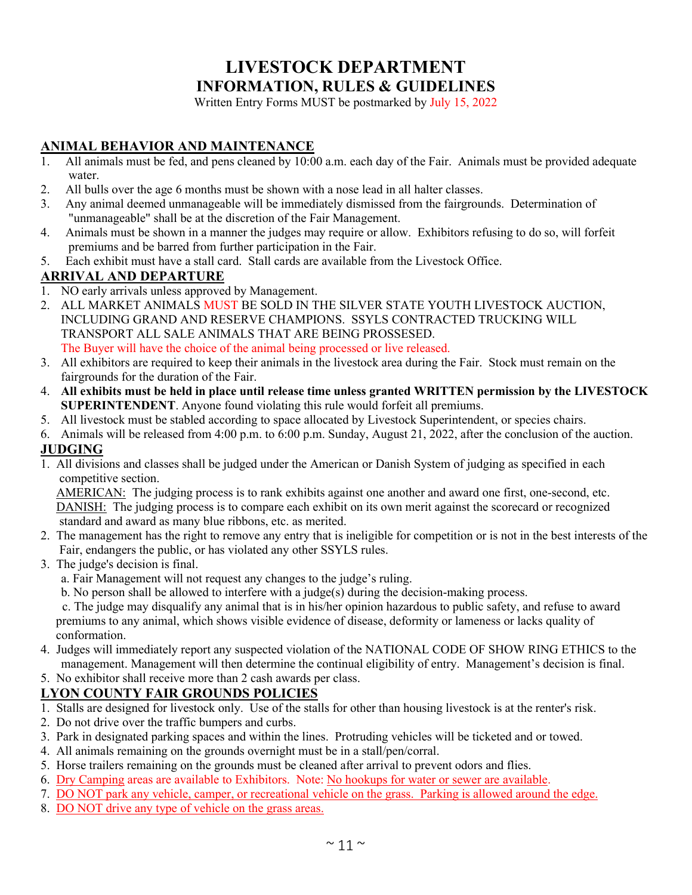# LIVESTOCK DEPARTMENT
## INFORMATION, RULES & GUIDELINES

Written Entry Forms MUST be postmarked by July 15, 2022

### ANIMAL BEHAVIOR AND MAINTENANCE

1. All animals must be fed, and pens cleaned by 10:00 a.m. each day of the Fair. Animals must be provided adequate water.
2. All bulls over the age 6 months must be shown with a nose lead in all halter classes.
3. Any animal deemed unmanageable will be immediately dismissed from the fairgrounds. Determination of "unmanageable" shall be at the discretion of the Fair Management.
4. Animals must be shown in a manner the judges may require or allow. Exhibitors refusing to do so, will forfeit premiums and be barred from further participation in the Fair.
5. Each exhibit must have a stall card. Stall cards are available from the Livestock Office.

### ARRIVAL AND DEPARTURE

1. NO early arrivals unless approved by Management.
2. ALL MARKET ANIMALS MUST BE SOLD IN THE SILVER STATE YOUTH LIVESTOCK AUCTION, INCLUDING GRAND AND RESERVE CHAMPIONS. SSYLS CONTRACTED TRUCKING WILL TRANSPORT ALL SALE ANIMALS THAT ARE BEING PROSSESED.
   The Buyer will have the choice of the animal being processed or live released.
3. All exhibitors are required to keep their animals in the livestock area during the Fair. Stock must remain on the fairgrounds for the duration of the Fair.
4. **All exhibits must be held in place until release time unless granted WRITTEN permission by the LIVESTOCK SUPERINTENDENT**. Anyone found violating this rule would forfeit all premiums.
5. All livestock must be stabled according to space allocated by Livestock Superintendent, or species chairs.
6. Animals will be released from 4:00 p.m. to 6:00 p.m. Sunday, August 21, 2022, after the conclusion of the auction.

### JUDGING

1. All divisions and classes shall be judged under the American or Danish System of judging as specified in each competitive section.
   AMERICAN: The judging process is to rank exhibits against one another and award one first, one-second, etc.
   DANISH: The judging process is to compare each exhibit on its own merit against the scorecard or recognized standard and award as many blue ribbons, etc. as merited.
2. The management has the right to remove any entry that is ineligible for competition or is not in the best interests of the Fair, endangers the public, or has violated any other SSYLS rules.
3. The judge's decision is final.
   a. Fair Management will not request any changes to the judge's ruling.
   b. No person shall be allowed to interfere with a judge(s) during the decision-making process.
   c. The judge may disqualify any animal that is in his/her opinion hazardous to public safety, and refuse to award premiums to any animal, which shows visible evidence of disease, deformity or lameness or lacks quality of conformation.
4. Judges will immediately report any suspected violation of the NATIONAL CODE OF SHOW RING ETHICS to the management. Management will then determine the continual eligibility of entry. Management's decision is final.
5. No exhibitor shall receive more than 2 cash awards per class.

### LYON COUNTY FAIR GROUNDS POLICIES

1. Stalls are designed for livestock only. Use of the stalls for other than housing livestock is at the renter's risk.
2. Do not drive over the traffic bumpers and curbs.
3. Park in designated parking spaces and within the lines. Protruding vehicles will be ticketed and or towed.
4. All animals remaining on the grounds overnight must be in a stall/pen/corral.
5. Horse trailers remaining on the grounds must be cleaned after arrival to prevent odors and flies.
6. Dry Camping areas are available to Exhibitors. Note: No hookups for water or sewer are available.
7. DO NOT park any vehicle, camper, or recreational vehicle on the grass. Parking is allowed around the edge.
8. DO NOT drive any type of vehicle on the grass areas.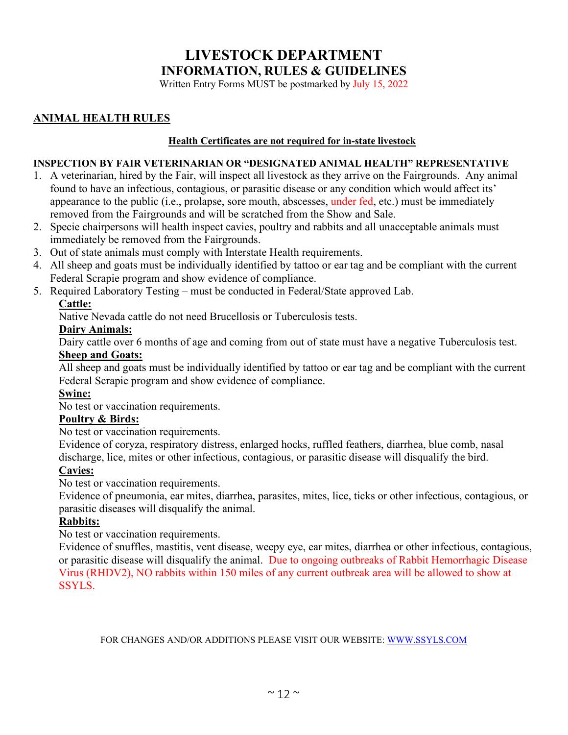# LIVESTOCK DEPARTMENT
## INFORMATION, RULES & GUIDELINES

Written Entry Forms MUST be postmarked by July 15, 2022

### ANIMAL HEALTH RULES

**Health Certificates are not required for in-state livestock**

**INSPECTION BY FAIR VETERINARIAN OR "DESIGNATED ANIMAL HEALTH" REPRESENTATIVE**

1. A veterinarian, hired by the Fair, will inspect all livestock as they arrive on the Fairgrounds. Any animal found to have an infectious, contagious, or parasitic disease or any condition which would affect its' appearance to the public (i.e., prolapse, sore mouth, abscesses, under fed, etc.) must be immediately removed from the Fairgrounds and will be scratched from the Show and Sale.
2. Specie chairpersons will health inspect cavies, poultry and rabbits and all unacceptable animals must immediately be removed from the Fairgrounds.
3. Out of state animals must comply with Interstate Health requirements.
4. All sheep and goats must be individually identified by tattoo or ear tag and be compliant with the current Federal Scrapie program and show evidence of compliance.
5. Required Laboratory Testing – must be conducted in Federal/State approved Lab.

   **Cattle:**
   Native Nevada cattle do not need Brucellosis or Tuberculosis tests.

   **Dairy Animals:**
   Dairy cattle over 6 months of age and coming from out of state must have a negative Tuberculosis test.

   **Sheep and Goats:**
   All sheep and goats must be individually identified by tattoo or ear tag and be compliant with the current Federal Scrapie program and show evidence of compliance.

   **Swine:**
   No test or vaccination requirements.

   **Poultry & Birds:**
   No test or vaccination requirements.
   Evidence of coryza, respiratory distress, enlarged hocks, ruffled feathers, diarrhea, blue comb, nasal discharge, lice, mites or other infectious, contagious, or parasitic disease will disqualify the bird.

   **Cavies:**
   No test or vaccination requirements.
   Evidence of pneumonia, ear mites, diarrhea, parasites, mites, lice, ticks or other infectious, contagious, or parasitic diseases will disqualify the animal.

   **Rabbits:**
   No test or vaccination requirements.
   Evidence of snuffles, mastitis, vent disease, weepy eye, ear mites, diarrhea or other infectious, contagious, or parasitic disease will disqualify the animal. Due to ongoing outbreaks of Rabbit Hemorrhagic Disease Virus (RHDV2), NO rabbits within 150 miles of any current outbreak area will be allowed to show at SSYLS.

FOR CHANGES AND/OR ADDITIONS PLEASE VISIT OUR WEBSITE: WWW.SSYLS.COM